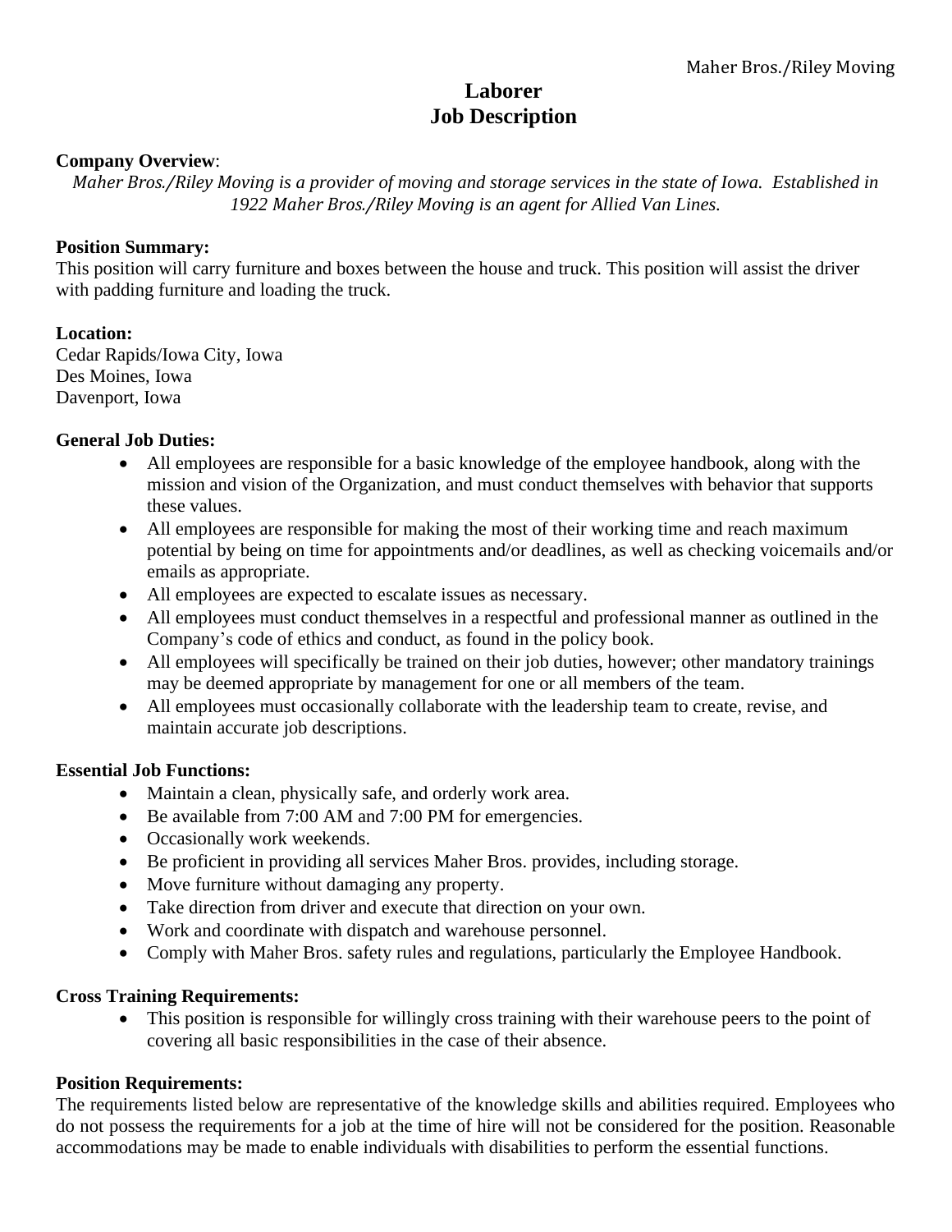Maher Bros./Riley Moving

# Laborer
# Job Description

**Company Overview**:

*Maher Bros./Riley Moving is a provider of moving and storage services in the state of Iowa. Established in 1922 Maher Bros./Riley Moving is an agent for Allied Van Lines.*

**Position Summary:**

This position will carry furniture and boxes between the house and truck. This position will assist the driver with padding furniture and loading the truck.

**Location:**

Cedar Rapids/Iowa City, Iowa
Des Moines, Iowa
Davenport, Iowa

**General Job Duties:**

- All employees are responsible for a basic knowledge of the employee handbook, along with the mission and vision of the Organization, and must conduct themselves with behavior that supports these values.
- All employees are responsible for making the most of their working time and reach maximum potential by being on time for appointments and/or deadlines, as well as checking voicemails and/or emails as appropriate.
- All employees are expected to escalate issues as necessary.
- All employees must conduct themselves in a respectful and professional manner as outlined in the Company's code of ethics and conduct, as found in the policy book.
- All employees will specifically be trained on their job duties, however; other mandatory trainings may be deemed appropriate by management for one or all members of the team.
- All employees must occasionally collaborate with the leadership team to create, revise, and maintain accurate job descriptions.

**Essential Job Functions:**

- Maintain a clean, physically safe, and orderly work area.
- Be available from 7:00 AM and 7:00 PM for emergencies.
- Occasionally work weekends.
- Be proficient in providing all services Maher Bros. provides, including storage.
- Move furniture without damaging any property.
- Take direction from driver and execute that direction on your own.
- Work and coordinate with dispatch and warehouse personnel.
- Comply with Maher Bros. safety rules and regulations, particularly the Employee Handbook.

**Cross Training Requirements:**

- This position is responsible for willingly cross training with their warehouse peers to the point of covering all basic responsibilities in the case of their absence.

**Position Requirements:**

The requirements listed below are representative of the knowledge skills and abilities required. Employees who do not possess the requirements for a job at the time of hire will not be considered for the position. Reasonable accommodations may be made to enable individuals with disabilities to perform the essential functions.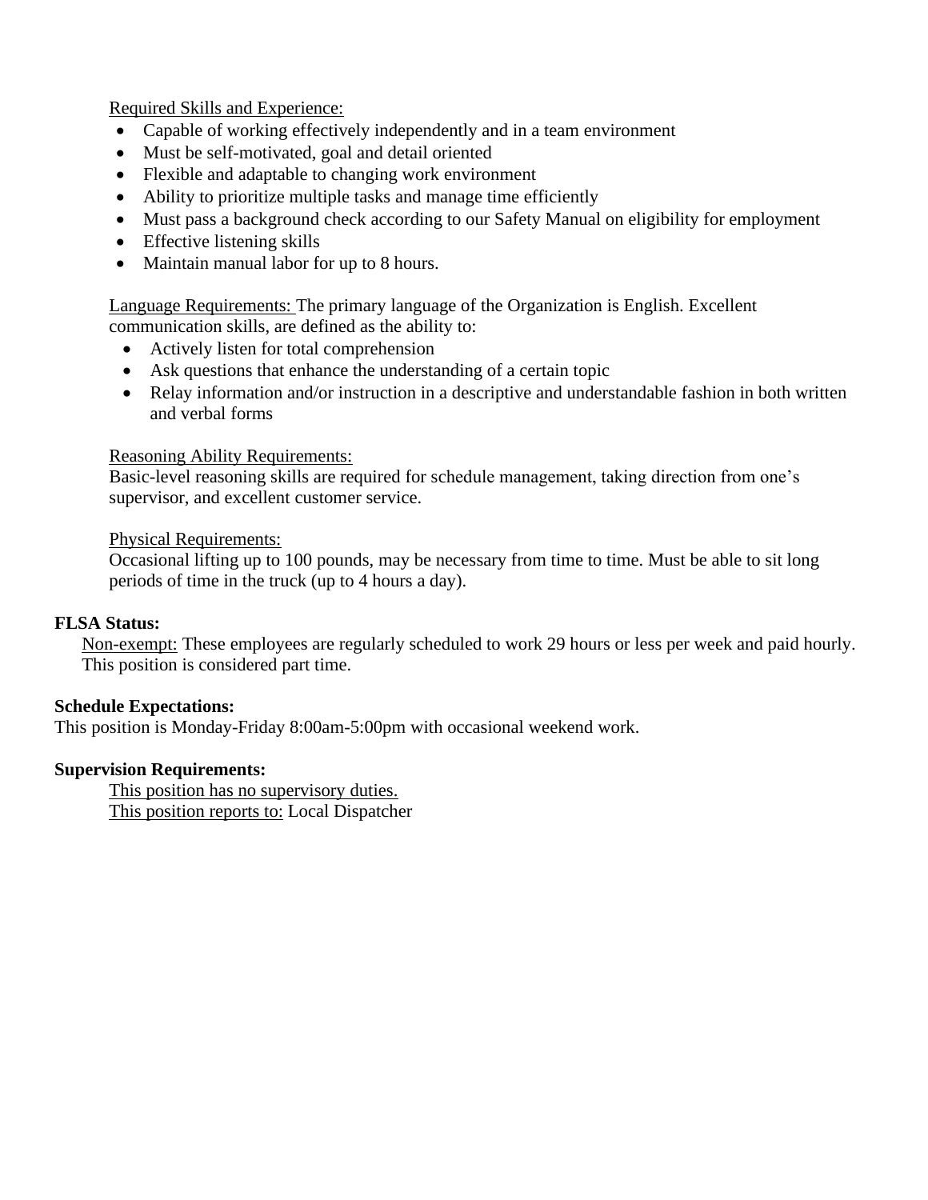Required Skills and Experience:

- Capable of working effectively independently and in a team environment
- Must be self-motivated, goal and detail oriented
- Flexible and adaptable to changing work environment
- Ability to prioritize multiple tasks and manage time efficiently
- Must pass a background check according to our Safety Manual on eligibility for employment
- Effective listening skills
- Maintain manual labor for up to 8 hours.

Language Requirements: The primary language of the Organization is English. Excellent communication skills, are defined as the ability to:

- Actively listen for total comprehension
- Ask questions that enhance the understanding of a certain topic
- Relay information and/or instruction in a descriptive and understandable fashion in both written and verbal forms

Reasoning Ability Requirements:
Basic-level reasoning skills are required for schedule management, taking direction from one's supervisor, and excellent customer service.

Physical Requirements:
Occasional lifting up to 100 pounds, may be necessary from time to time. Must be able to sit long periods of time in the truck (up to 4 hours a day).

**FLSA Status:**

Non-exempt: These employees are regularly scheduled to work 29 hours or less per week and paid hourly. This position is considered part time.

**Schedule Expectations:**

This position is Monday-Friday 8:00am-5:00pm with occasional weekend work.

**Supervision Requirements:**

This position has no supervisory duties.
This position reports to: Local Dispatcher